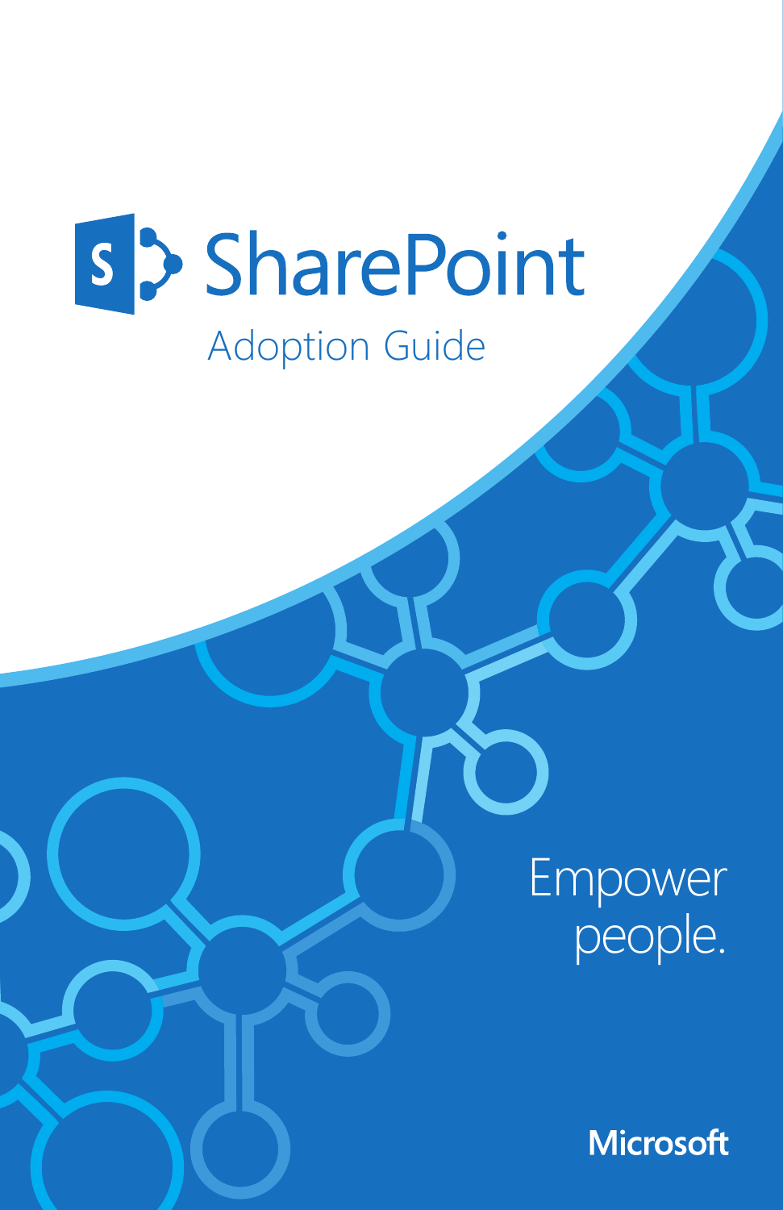# SharePoint

## Adoption Guide

Empower people.

Microsoft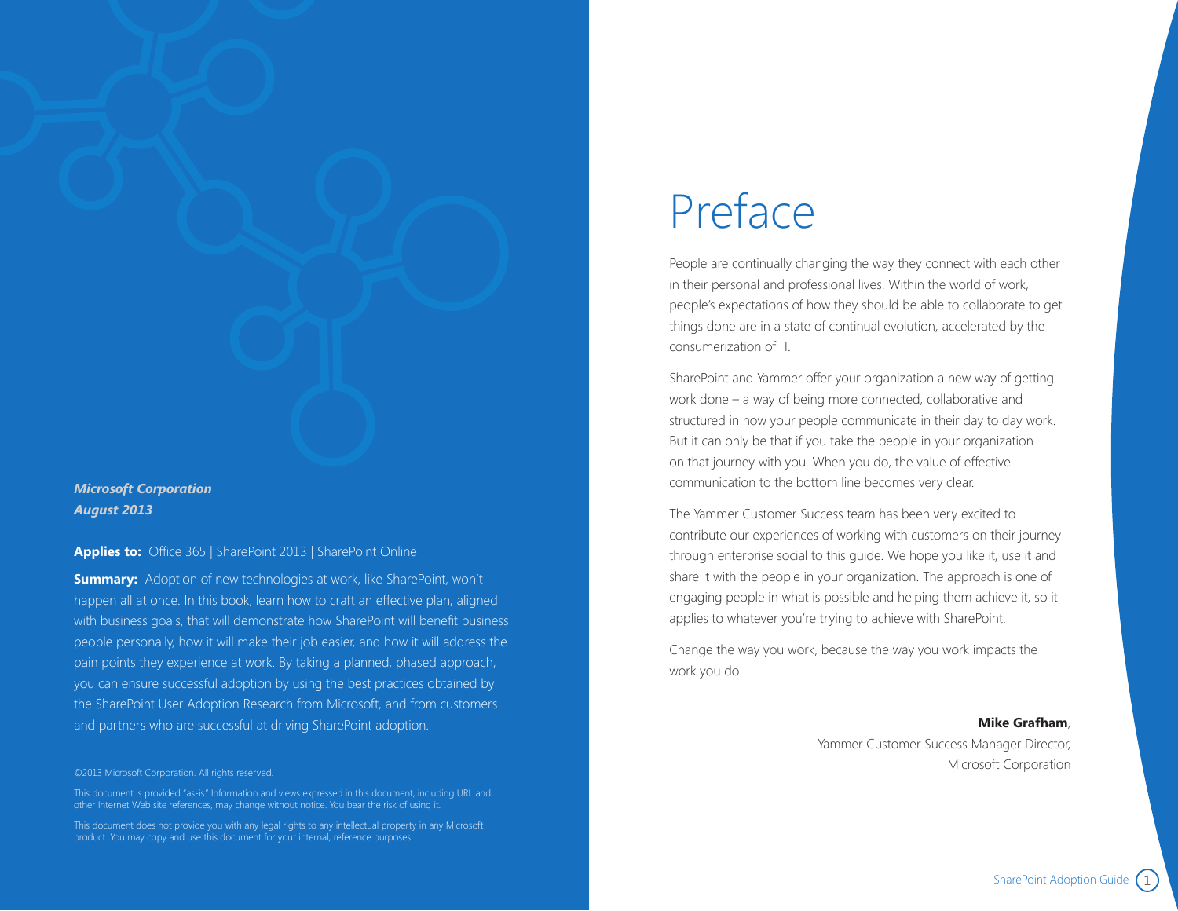*__Microsoft Corporation__*
*__August 2013__*

**Applies to:** Office 365 | SharePoint 2013 | SharePoint Online

**Summary:** Adoption of new technologies at work, like SharePoint, won't happen all at once. In this book, learn how to craft an effective plan, aligned with business goals, that will demonstrate how SharePoint will benefit business people personally, how it will make their job easier, and how it will address the pain points they experience at work. By taking a planned, phased approach, you can ensure successful adoption by using the best practices obtained by the SharePoint User Adoption Research from Microsoft, and from customers and partners who are successful at driving SharePoint adoption.

©2013 Microsoft Corporation. All rights reserved.

This document is provided "as-is." Information and views expressed in this document, including URL and other Internet Web site references, may change without notice. You bear the risk of using it.

This document does not provide you with any legal rights to any intellectual property in any Microsoft product. You may copy and use this document for your internal, reference purposes.

# Preface

People are continually changing the way they connect with each other in their personal and professional lives. Within the world of work, people's expectations of how they should be able to collaborate to get things done are in a state of continual evolution, accelerated by the consumerization of IT.

SharePoint and Yammer offer your organization a new way of getting work done – a way of being more connected, collaborative and structured in how your people communicate in their day to day work. But it can only be that if you take the people in your organization on that journey with you. When you do, the value of effective communication to the bottom line becomes very clear.

The Yammer Customer Success team has been very excited to contribute our experiences of working with customers on their journey through enterprise social to this guide. We hope you like it, use it and share it with the people in your organization. The approach is one of engaging people in what is possible and helping them achieve it, so it applies to whatever you're trying to achieve with SharePoint.

Change the way you work, because the way you work impacts the work you do.

**Mike Grafham**,
Yammer Customer Success Manager Director,
Microsoft Corporation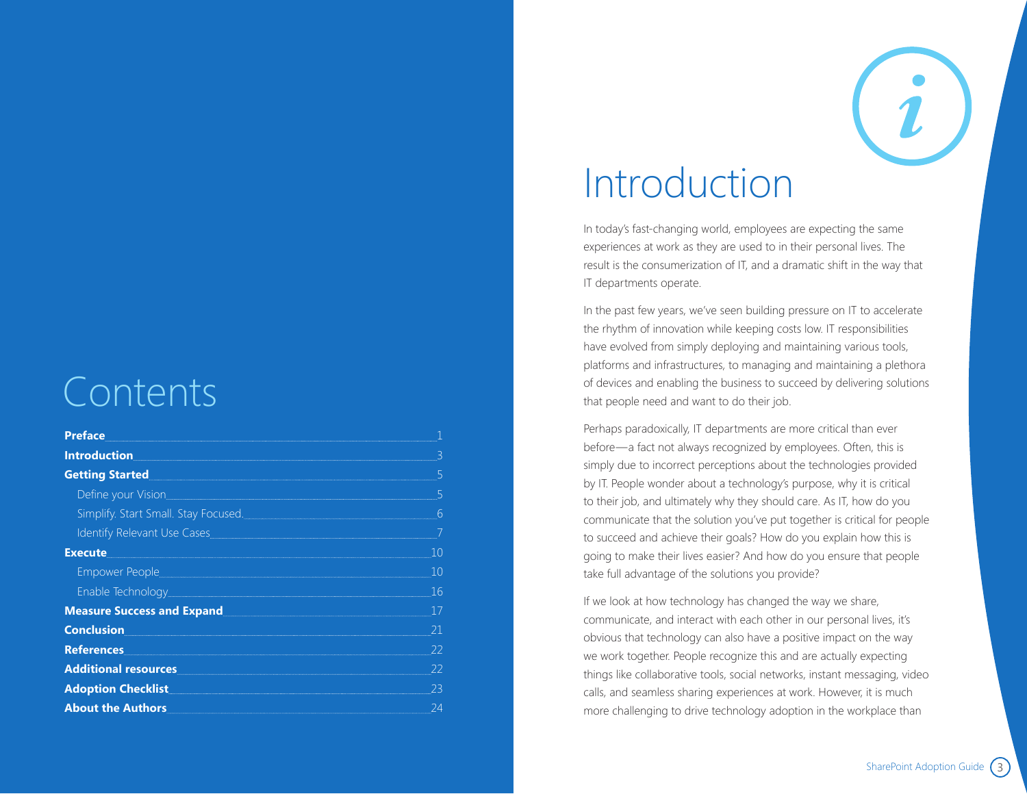# Contents

| | |
|---|---|
| **Preface** | 1 |
| **Introduction** | 3 |
| **Getting Started** | 5 |
| Define your Vision | 5 |
| Simplify. Start Small. Stay Focused. | 6 |
| Identify Relevant Use Cases | 7 |
| **Execute** | 10 |
| Empower People | 10 |
| Enable Technology | 16 |
| **Measure Success and Expand** | 17 |
| **Conclusion** | 21 |
| **References** | 22 |
| **Additional resources** | 22 |
| **Adoption Checklist** | 23 |
| **About the Authors** | 24 |

# Introduction

In today's fast-changing world, employees are expecting the same experiences at work as they are used to in their personal lives. The result is the consumerization of IT, and a dramatic shift in the way that IT departments operate.

In the past few years, we've seen building pressure on IT to accelerate the rhythm of innovation while keeping costs low. IT responsibilities have evolved from simply deploying and maintaining various tools, platforms and infrastructures, to managing and maintaining a plethora of devices and enabling the business to succeed by delivering solutions that people need and want to do their job.

Perhaps paradoxically, IT departments are more critical than ever before—a fact not always recognized by employees. Often, this is simply due to incorrect perceptions about the technologies provided by IT. People wonder about a technology's purpose, why it is critical to their job, and ultimately why they should care. As IT, how do you communicate that the solution you've put together is critical for people to succeed and achieve their goals? How do you explain how this is going to make their lives easier? And how do you ensure that people take full advantage of the solutions you provide?

If we look at how technology has changed the way we share, communicate, and interact with each other in our personal lives, it's obvious that technology can also have a positive impact on the way we work together. People recognize this and are actually expecting things like collaborative tools, social networks, instant messaging, video calls, and seamless sharing experiences at work. However, it is much more challenging to drive technology adoption in the workplace than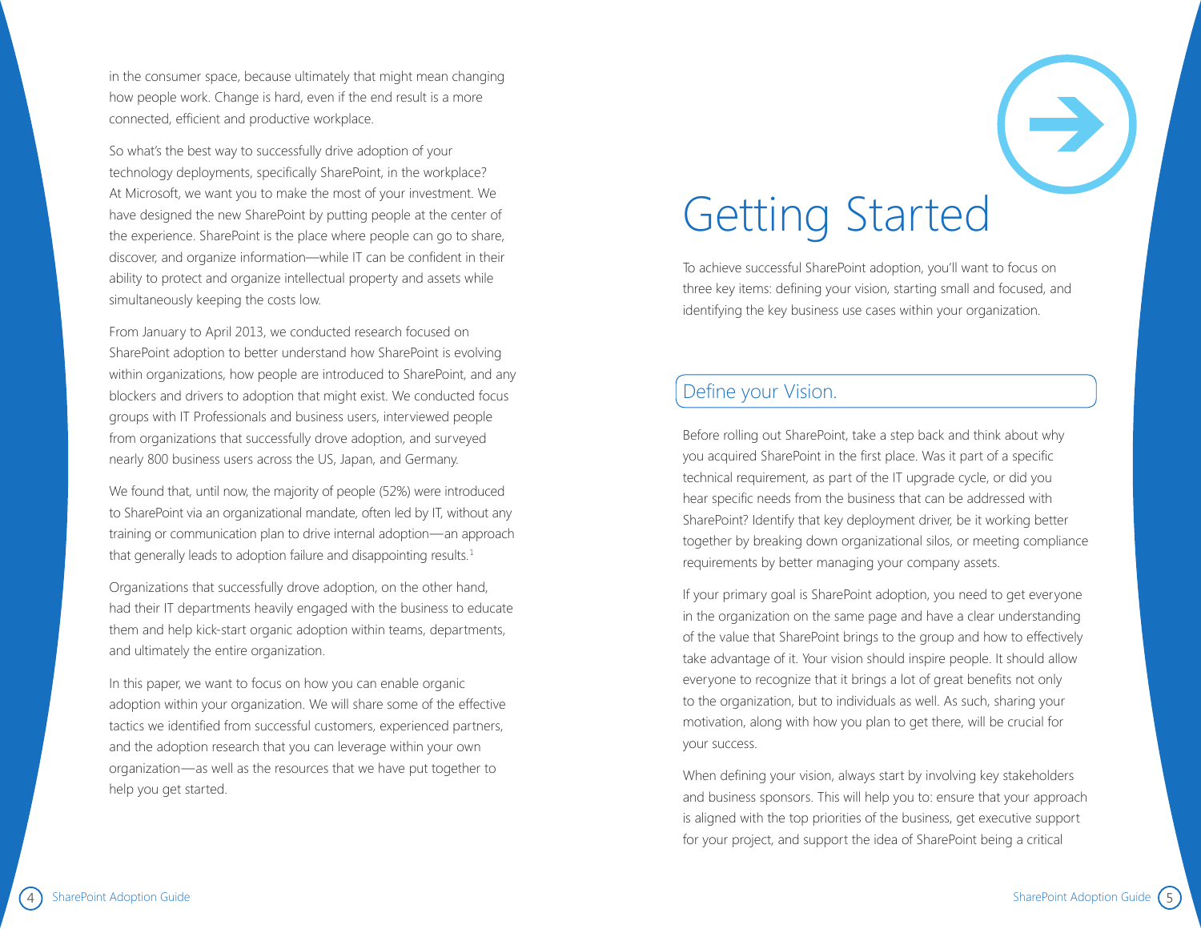in the consumer space, because ultimately that might mean changing how people work. Change is hard, even if the end result is a more connected, efficient and productive workplace.

So what's the best way to successfully drive adoption of your technology deployments, specifically SharePoint, in the workplace? At Microsoft, we want you to make the most of your investment. We have designed the new SharePoint by putting people at the center of the experience. SharePoint is the place where people can go to share, discover, and organize information—while IT can be confident in their ability to protect and organize intellectual property and assets while simultaneously keeping the costs low.

From January to April 2013, we conducted research focused on SharePoint adoption to better understand how SharePoint is evolving within organizations, how people are introduced to SharePoint, and any blockers and drivers to adoption that might exist. We conducted focus groups with IT Professionals and business users, interviewed people from organizations that successfully drove adoption, and surveyed nearly 800 business users across the US, Japan, and Germany.

We found that, until now, the majority of people (52%) were introduced to SharePoint via an organizational mandate, often led by IT, without any training or communication plan to drive internal adoption—an approach that generally leads to adoption failure and disappointing results.[1]

Organizations that successfully drove adoption, on the other hand, had their IT departments heavily engaged with the business to educate them and help kick-start organic adoption within teams, departments, and ultimately the entire organization.

In this paper, we want to focus on how you can enable organic adoption within your organization. We will share some of the effective tactics we identified from successful customers, experienced partners, and the adoption research that you can leverage within your own organization—as well as the resources that we have put together to help you get started.

# Getting Started

To achieve successful SharePoint adoption, you'll want to focus on three key items: defining your vision, starting small and focused, and identifying the key business use cases within your organization.

## Define your Vision.

Before rolling out SharePoint, take a step back and think about why you acquired SharePoint in the first place. Was it part of a specific technical requirement, as part of the IT upgrade cycle, or did you hear specific needs from the business that can be addressed with SharePoint? Identify that key deployment driver, be it working better together by breaking down organizational silos, or meeting compliance requirements by better managing your company assets.

If your primary goal is SharePoint adoption, you need to get everyone in the organization on the same page and have a clear understanding of the value that SharePoint brings to the group and how to effectively take advantage of it. Your vision should inspire people. It should allow everyone to recognize that it brings a lot of great benefits not only to the organization, but to individuals as well. As such, sharing your motivation, along with how you plan to get there, will be crucial for your success.

When defining your vision, always start by involving key stakeholders and business sponsors. This will help you to: ensure that your approach is aligned with the top priorities of the business, get executive support for your project, and support the idea of SharePoint being a critical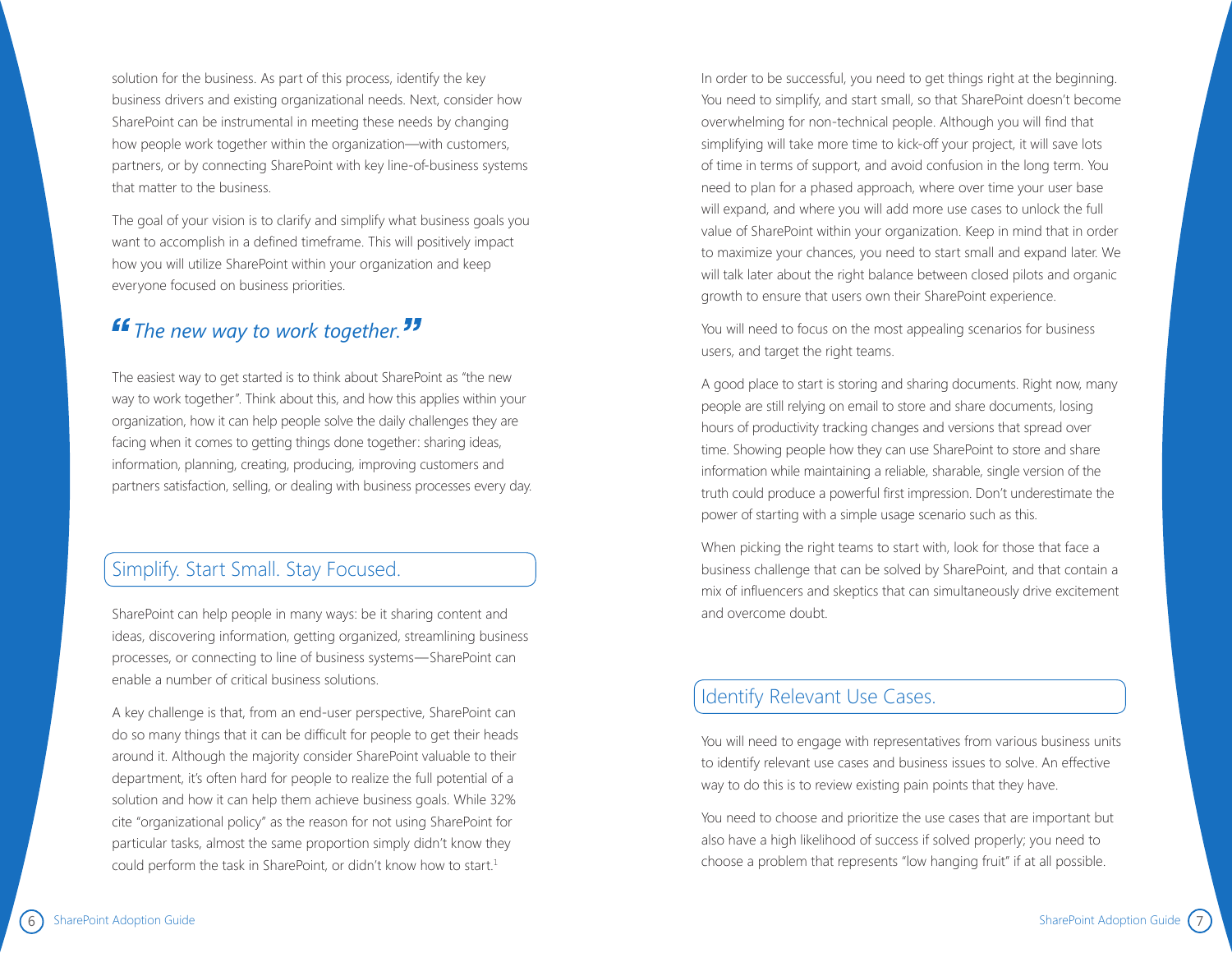solution for the business. As part of this process, identify the key business drivers and existing organizational needs. Next, consider how SharePoint can be instrumental in meeting these needs by changing how people work together within the organization—with customers, partners, or by connecting SharePoint with key line-of-business systems that matter to the business.

The goal of your vision is to clarify and simplify what business goals you want to accomplish in a defined timeframe. This will positively impact how you will utilize SharePoint within your organization and keep everyone focused on business priorities.

> *“The new way to work together.”*

The easiest way to get started is to think about SharePoint as “the new way to work together”. Think about this, and how this applies within your organization, how it can help people solve the daily challenges they are facing when it comes to getting things done together: sharing ideas, information, planning, creating, producing, improving customers and partners satisfaction, selling, or dealing with business processes every day.

## Simplify. Start Small. Stay Focused.

SharePoint can help people in many ways: be it sharing content and ideas, discovering information, getting organized, streamlining business processes, or connecting to line of business systems—SharePoint can enable a number of critical business solutions.

A key challenge is that, from an end-user perspective, SharePoint can do so many things that it can be difficult for people to get their heads around it. Although the majority consider SharePoint valuable to their department, it's often hard for people to realize the full potential of a solution and how it can help them achieve business goals. While 32% cite “organizational policy” as the reason for not using SharePoint for particular tasks, almost the same proportion simply didn't know they could perform the task in SharePoint, or didn't know how to start.[1]

In order to be successful, you need to get things right at the beginning. You need to simplify, and start small, so that SharePoint doesn't become overwhelming for non-technical people. Although you will find that simplifying will take more time to kick-off your project, it will save lots of time in terms of support, and avoid confusion in the long term. You need to plan for a phased approach, where over time your user base will expand, and where you will add more use cases to unlock the full value of SharePoint within your organization. Keep in mind that in order to maximize your chances, you need to start small and expand later. We will talk later about the right balance between closed pilots and organic growth to ensure that users own their SharePoint experience.

You will need to focus on the most appealing scenarios for business users, and target the right teams.

A good place to start is storing and sharing documents. Right now, many people are still relying on email to store and share documents, losing hours of productivity tracking changes and versions that spread over time. Showing people how they can use SharePoint to store and share information while maintaining a reliable, sharable, single version of the truth could produce a powerful first impression. Don't underestimate the power of starting with a simple usage scenario such as this.

When picking the right teams to start with, look for those that face a business challenge that can be solved by SharePoint, and that contain a mix of influencers and skeptics that can simultaneously drive excitement and overcome doubt.

## Identify Relevant Use Cases.

You will need to engage with representatives from various business units to identify relevant use cases and business issues to solve. An effective way to do this is to review existing pain points that they have.

You need to choose and prioritize the use cases that are important but also have a high likelihood of success if solved properly; you need to choose a problem that represents “low hanging fruit” if at all possible.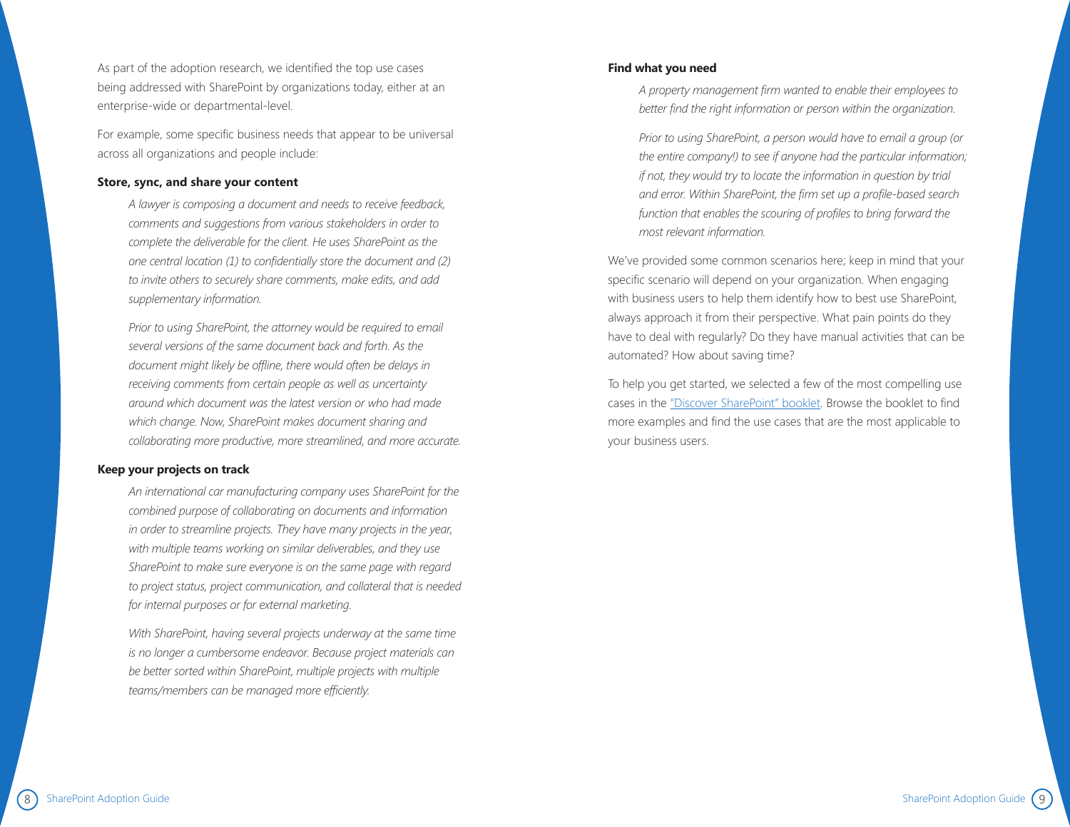As part of the adoption research, we identified the top use cases being addressed with SharePoint by organizations today, either at an enterprise-wide or departmental-level.

For example, some specific business needs that appear to be universal across all organizations and people include:

**Store, sync, and share your content**

> *A lawyer is composing a document and needs to receive feedback, comments and suggestions from various stakeholders in order to complete the deliverable for the client. He uses SharePoint as the one central location (1) to confidentially store the document and (2) to invite others to securely share comments, make edits, and add supplementary information.*
>
> *Prior to using SharePoint, the attorney would be required to email several versions of the same document back and forth. As the document might likely be offline, there would often be delays in receiving comments from certain people as well as uncertainty around which document was the latest version or who had made which change. Now, SharePoint makes document sharing and collaborating more productive, more streamlined, and more accurate.*

**Keep your projects on track**

> *An international car manufacturing company uses SharePoint for the combined purpose of collaborating on documents and information in order to streamline projects. They have many projects in the year, with multiple teams working on similar deliverables, and they use SharePoint to make sure everyone is on the same page with regard to project status, project communication, and collateral that is needed for internal purposes or for external marketing.*
>
> *With SharePoint, having several projects underway at the same time is no longer a cumbersome endeavor. Because project materials can be better sorted within SharePoint, multiple projects with multiple teams/members can be managed more efficiently.*

**Find what you need**

> *A property management firm wanted to enable their employees to better find the right information or person within the organization.*
>
> *Prior to using SharePoint, a person would have to email a group (or the entire company!) to see if anyone had the particular information; if not, they would try to locate the information in question by trial and error. Within SharePoint, the firm set up a profile-based search function that enables the scouring of profiles to bring forward the most relevant information.*

We've provided some common scenarios here; keep in mind that your specific scenario will depend on your organization. When engaging with business users to help them identify how to best use SharePoint, always approach it from their perspective. What pain points do they have to deal with regularly? Do they have manual activities that can be automated? How about saving time?

To help you get started, we selected a few of the most compelling use cases in the "Discover SharePoint" booklet. Browse the booklet to find more examples and find the use cases that are the most applicable to your business users.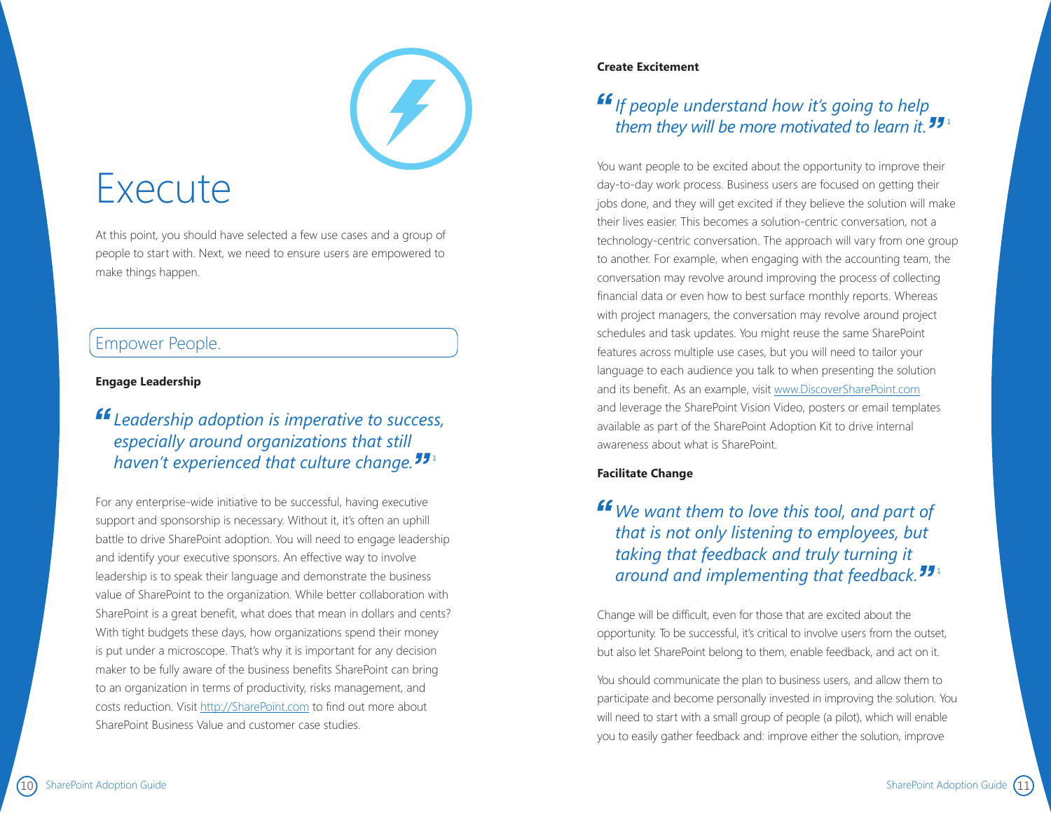# Execute

At this point, you should have selected a few use cases and a group of people to start with. Next, we need to ensure users are empowered to make things happen.

## Empower People.

### Engage Leadership

> *"Leadership adoption is imperative to success, especially around organizations that still haven't experienced that culture change."* [1]

For any enterprise-wide initiative to be successful, having executive support and sponsorship is necessary. Without it, it's often an uphill battle to drive SharePoint adoption. You will need to engage leadership and identify your executive sponsors. An effective way to involve leadership is to speak their language and demonstrate the business value of SharePoint to the organization. While better collaboration with SharePoint is a great benefit, what does that mean in dollars and cents? With tight budgets these days, how organizations spend their money is put under a microscope. That's why it is important for any decision maker to be fully aware of the business benefits SharePoint can bring to an organization in terms of productivity, risks management, and costs reduction. Visit http://SharePoint.com to find out more about SharePoint Business Value and customer case studies.

### Create Excitement

> *"If people understand how it's going to help them they will be more motivated to learn it."* [1]

You want people to be excited about the opportunity to improve their day-to-day work process. Business users are focused on getting their jobs done, and they will get excited if they believe the solution will make their lives easier. This becomes a solution-centric conversation, not a technology-centric conversation. The approach will vary from one group to another. For example, when engaging with the accounting team, the conversation may revolve around improving the process of collecting financial data or even how to best surface monthly reports. Whereas with project managers, the conversation may revolve around project schedules and task updates. You might reuse the same SharePoint features across multiple use cases, but you will need to tailor your language to each audience you talk to when presenting the solution and its benefit. As an example, visit www.DiscoverSharePoint.com and leverage the SharePoint Vision Video, posters or email templates available as part of the SharePoint Adoption Kit to drive internal awareness about what is SharePoint.

### Facilitate Change

> *"We want them to love this tool, and part of that is not only listening to employees, but taking that feedback and truly turning it around and implementing that feedback."* [1]

Change will be difficult, even for those that are excited about the opportunity. To be successful, it's critical to involve users from the outset, but also let SharePoint belong to them, enable feedback, and act on it.

You should communicate the plan to business users, and allow them to participate and become personally invested in improving the solution. You will need to start with a small group of people (a pilot), which will enable you to easily gather feedback and: improve either the solution, improve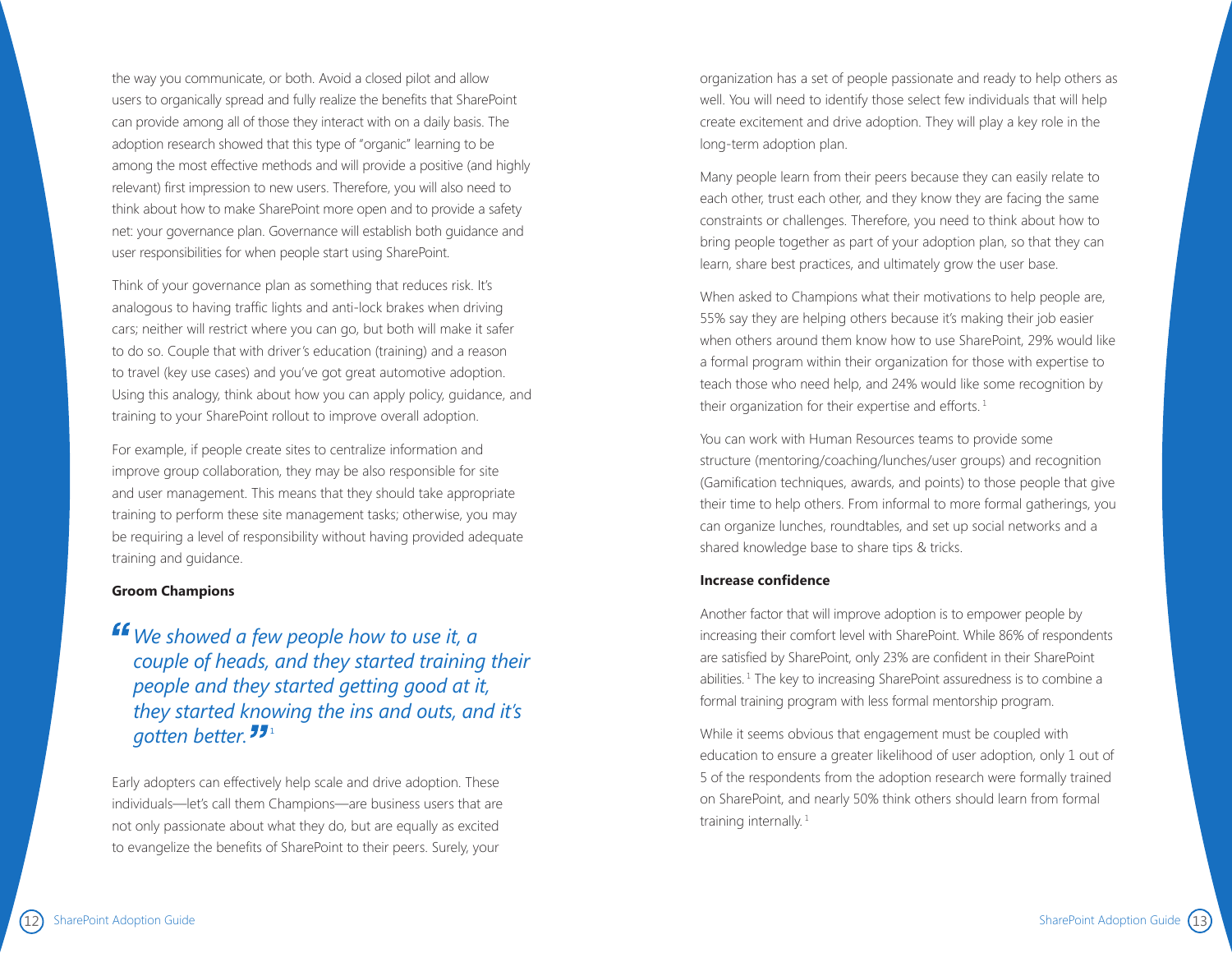the way you communicate, or both. Avoid a closed pilot and allow users to organically spread and fully realize the benefits that SharePoint can provide among all of those they interact with on a daily basis. The adoption research showed that this type of "organic" learning to be among the most effective methods and will provide a positive (and highly relevant) first impression to new users. Therefore, you will also need to think about how to make SharePoint more open and to provide a safety net: your governance plan. Governance will establish both guidance and user responsibilities for when people start using SharePoint.

Think of your governance plan as something that reduces risk. It's analogous to having traffic lights and anti-lock brakes when driving cars; neither will restrict where you can go, but both will make it safer to do so. Couple that with driver's education (training) and a reason to travel (key use cases) and you've got great automotive adoption. Using this analogy, think about how you can apply policy, guidance, and training to your SharePoint rollout to improve overall adoption.

For example, if people create sites to centralize information and improve group collaboration, they may be also responsible for site and user management. This means that they should take appropriate training to perform these site management tasks; otherwise, you may be requiring a level of responsibility without having provided adequate training and guidance.

**Groom Champions**

> *"We showed a few people how to use it, a couple of heads, and they started training their people and they started getting good at it, they started knowing the ins and outs, and it's gotten better."* [1]

Early adopters can effectively help scale and drive adoption. These individuals—let's call them Champions—are business users that are not only passionate about what they do, but are equally as excited to evangelize the benefits of SharePoint to their peers. Surely, your organization has a set of people passionate and ready to help others as well. You will need to identify those select few individuals that will help create excitement and drive adoption. They will play a key role in the long-term adoption plan.

Many people learn from their peers because they can easily relate to each other, trust each other, and they know they are facing the same constraints or challenges. Therefore, you need to think about how to bring people together as part of your adoption plan, so that they can learn, share best practices, and ultimately grow the user base.

When asked to Champions what their motivations to help people are, 55% say they are helping others because it's making their job easier when others around them know how to use SharePoint, 29% would like a formal program within their organization for those with expertise to teach those who need help, and 24% would like some recognition by their organization for their expertise and efforts. [1]

You can work with Human Resources teams to provide some structure (mentoring/coaching/lunches/user groups) and recognition (Gamification techniques, awards, and points) to those people that give their time to help others. From informal to more formal gatherings, you can organize lunches, roundtables, and set up social networks and a shared knowledge base to share tips & tricks.

**Increase confidence**

Another factor that will improve adoption is to empower people by increasing their comfort level with SharePoint. While 86% of respondents are satisfied by SharePoint, only 23% are confident in their SharePoint abilities. [1] The key to increasing SharePoint assuredness is to combine a formal training program with less formal mentorship program.

While it seems obvious that engagement must be coupled with education to ensure a greater likelihood of user adoption, only 1 out of 5 of the respondents from the adoption research were formally trained on SharePoint, and nearly 50% think others should learn from formal training internally. [1]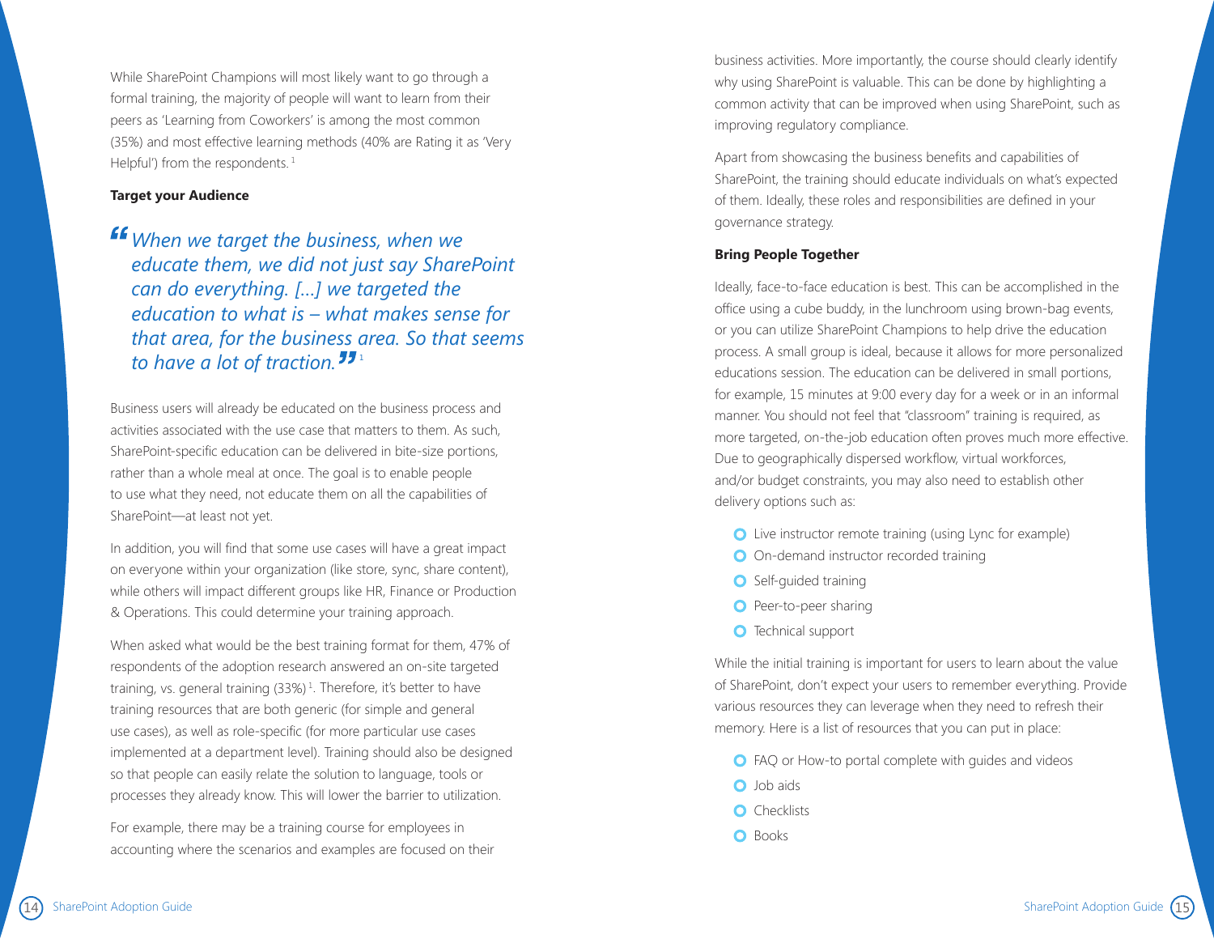While SharePoint Champions will most likely want to go through a formal training, the majority of people will want to learn from their peers as 'Learning from Coworkers' is among the most common (35%) and most effective learning methods (40% are Rating it as 'Very Helpful') from the respondents. [1]

**Target your Audience**

> *"When we target the business, when we educate them, we did not just say SharePoint can do everything. [...] we targeted the education to what is – what makes sense for that area, for the business area. So that seems to have a lot of traction."* [1]

Business users will already be educated on the business process and activities associated with the use case that matters to them. As such, SharePoint-specific education can be delivered in bite-size portions, rather than a whole meal at once. The goal is to enable people to use what they need, not educate them on all the capabilities of SharePoint—at least not yet.

In addition, you will find that some use cases will have a great impact on everyone within your organization (like store, sync, share content), while others will impact different groups like HR, Finance or Production & Operations. This could determine your training approach.

When asked what would be the best training format for them, 47% of respondents of the adoption research answered an on-site targeted training, vs. general training (33%) [1]. Therefore, it's better to have training resources that are both generic (for simple and general use cases), as well as role-specific (for more particular use cases implemented at a department level). Training should also be designed so that people can easily relate the solution to language, tools or processes they already know. This will lower the barrier to utilization.

For example, there may be a training course for employees in accounting where the scenarios and examples are focused on their business activities. More importantly, the course should clearly identify why using SharePoint is valuable. This can be done by highlighting a common activity that can be improved when using SharePoint, such as improving regulatory compliance.

Apart from showcasing the business benefits and capabilities of SharePoint, the training should educate individuals on what's expected of them. Ideally, these roles and responsibilities are defined in your governance strategy.

**Bring People Together**

Ideally, face-to-face education is best. This can be accomplished in the office using a cube buddy, in the lunchroom using brown-bag events, or you can utilize SharePoint Champions to help drive the education process. A small group is ideal, because it allows for more personalized educations session. The education can be delivered in small portions, for example, 15 minutes at 9:00 every day for a week or in an informal manner. You should not feel that "classroom" training is required, as more targeted, on-the-job education often proves much more effective. Due to geographically dispersed workflow, virtual workforces, and/or budget constraints, you may also need to establish other delivery options such as:

- Live instructor remote training (using Lync for example)
- On-demand instructor recorded training
- Self-guided training
- Peer-to-peer sharing
- Technical support

While the initial training is important for users to learn about the value of SharePoint, don't expect your users to remember everything. Provide various resources they can leverage when they need to refresh their memory. Here is a list of resources that you can put in place:

- FAQ or How-to portal complete with guides and videos
- Job aids
- Checklists
- Books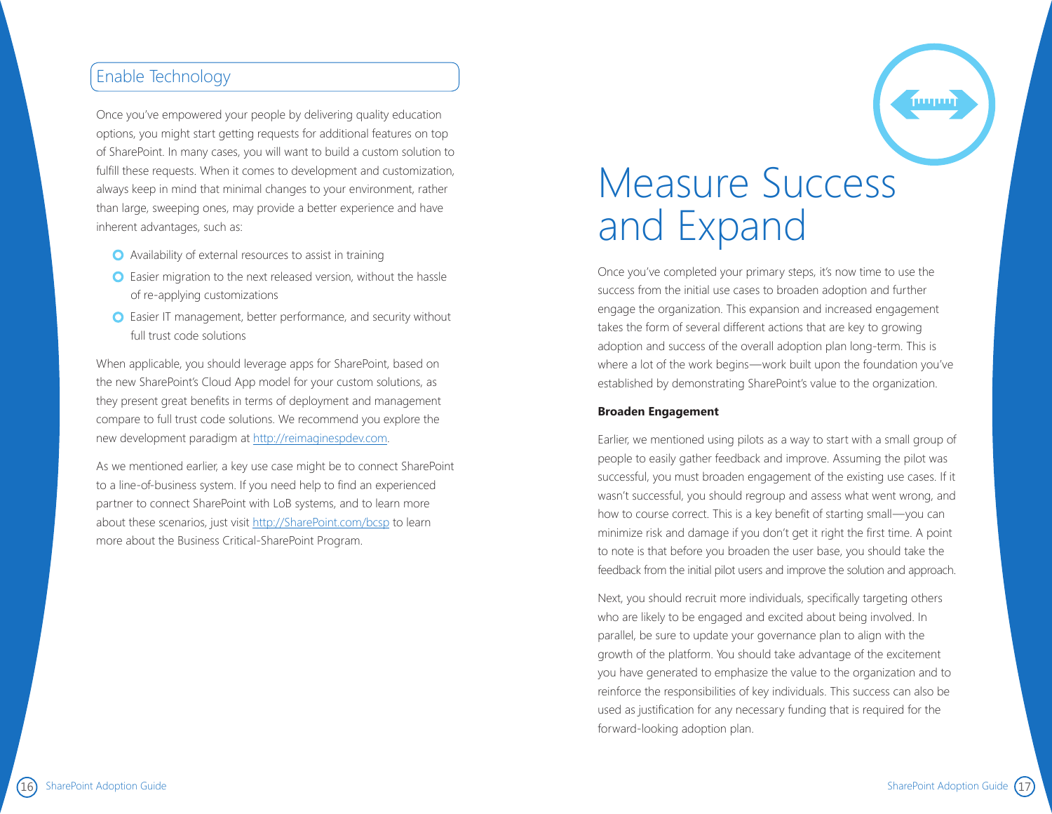## Enable Technology

Once you've empowered your people by delivering quality education options, you might start getting requests for additional features on top of SharePoint. In many cases, you will want to build a custom solution to fulfill these requests. When it comes to development and customization, always keep in mind that minimal changes to your environment, rather than large, sweeping ones, may provide a better experience and have inherent advantages, such as:

- Availability of external resources to assist in training
- Easier migration to the next released version, without the hassle of re-applying customizations
- Easier IT management, better performance, and security without full trust code solutions

When applicable, you should leverage apps for SharePoint, based on the new SharePoint's Cloud App model for your custom solutions, as they present great benefits in terms of deployment and management compare to full trust code solutions. We recommend you explore the new development paradigm at http://reimaginespdev.com.

As we mentioned earlier, a key use case might be to connect SharePoint to a line-of-business system. If you need help to find an experienced partner to connect SharePoint with LoB systems, and to learn more about these scenarios, just visit http://SharePoint.com/bcsp to learn more about the Business Critical-SharePoint Program.

# Measure Success and Expand

Once you've completed your primary steps, it's now time to use the success from the initial use cases to broaden adoption and further engage the organization. This expansion and increased engagement takes the form of several different actions that are key to growing adoption and success of the overall adoption plan long-term. This is where a lot of the work begins—work built upon the foundation you've established by demonstrating SharePoint's value to the organization.

**Broaden Engagement**

Earlier, we mentioned using pilots as a way to start with a small group of people to easily gather feedback and improve. Assuming the pilot was successful, you must broaden engagement of the existing use cases. If it wasn't successful, you should regroup and assess what went wrong, and how to course correct. This is a key benefit of starting small—you can minimize risk and damage if you don't get it right the first time. A point to note is that before you broaden the user base, you should take the feedback from the initial pilot users and improve the solution and approach.

Next, you should recruit more individuals, specifically targeting others who are likely to be engaged and excited about being involved. In parallel, be sure to update your governance plan to align with the growth of the platform. You should take advantage of the excitement you have generated to emphasize the value to the organization and to reinforce the responsibilities of key individuals. This success can also be used as justification for any necessary funding that is required for the forward-looking adoption plan.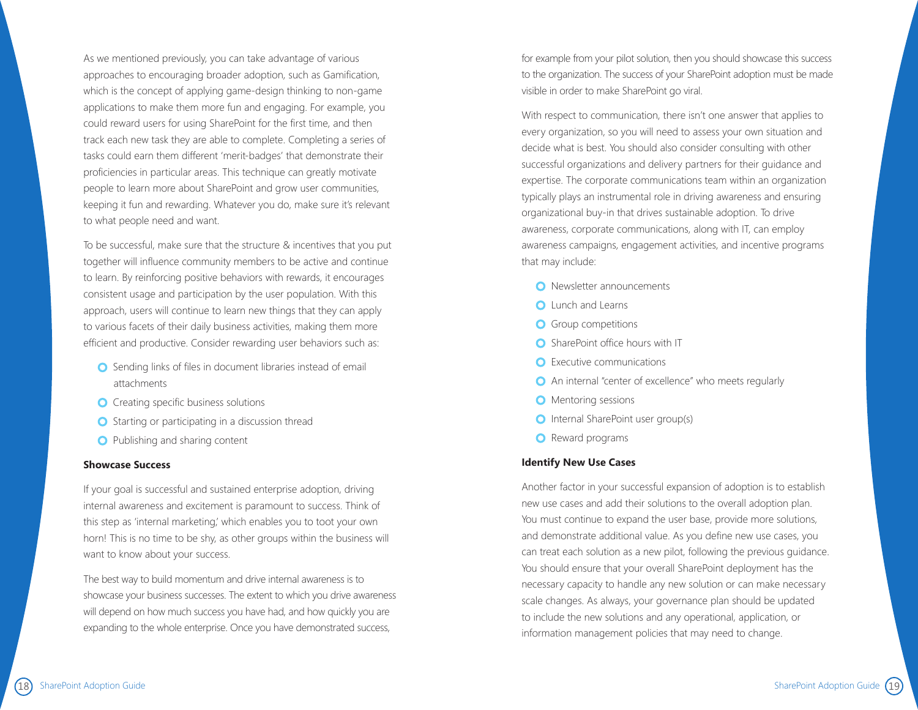As we mentioned previously, you can take advantage of various approaches to encouraging broader adoption, such as Gamification, which is the concept of applying game-design thinking to non-game applications to make them more fun and engaging. For example, you could reward users for using SharePoint for the first time, and then track each new task they are able to complete. Completing a series of tasks could earn them different 'merit-badges' that demonstrate their proficiencies in particular areas. This technique can greatly motivate people to learn more about SharePoint and grow user communities, keeping it fun and rewarding. Whatever you do, make sure it's relevant to what people need and want.

To be successful, make sure that the structure & incentives that you put together will influence community members to be active and continue to learn. By reinforcing positive behaviors with rewards, it encourages consistent usage and participation by the user population. With this approach, users will continue to learn new things that they can apply to various facets of their daily business activities, making them more efficient and productive. Consider rewarding user behaviors such as:

- Sending links of files in document libraries instead of email attachments
- Creating specific business solutions
- Starting or participating in a discussion thread
- Publishing and sharing content

**Showcase Success**

If your goal is successful and sustained enterprise adoption, driving internal awareness and excitement is paramount to success. Think of this step as 'internal marketing,' which enables you to toot your own horn! This is no time to be shy, as other groups within the business will want to know about your success.

The best way to build momentum and drive internal awareness is to showcase your business successes. The extent to which you drive awareness will depend on how much success you have had, and how quickly you are expanding to the whole enterprise. Once you have demonstrated success, for example from your pilot solution, then you should showcase this success to the organization. The success of your SharePoint adoption must be made visible in order to make SharePoint go viral.

With respect to communication, there isn't one answer that applies to every organization, so you will need to assess your own situation and decide what is best. You should also consider consulting with other successful organizations and delivery partners for their guidance and expertise. The corporate communications team within an organization typically plays an instrumental role in driving awareness and ensuring organizational buy-in that drives sustainable adoption. To drive awareness, corporate communications, along with IT, can employ awareness campaigns, engagement activities, and incentive programs that may include:

- Newsletter announcements
- Lunch and Learns
- Group competitions
- SharePoint office hours with IT
- Executive communications
- An internal "center of excellence" who meets regularly
- Mentoring sessions
- Internal SharePoint user group(s)
- Reward programs

**Identify New Use Cases**

Another factor in your successful expansion of adoption is to establish new use cases and add their solutions to the overall adoption plan. You must continue to expand the user base, provide more solutions, and demonstrate additional value. As you define new use cases, you can treat each solution as a new pilot, following the previous guidance. You should ensure that your overall SharePoint deployment has the necessary capacity to handle any new solution or can make necessary scale changes. As always, your governance plan should be updated to include the new solutions and any operational, application, or information management policies that may need to change.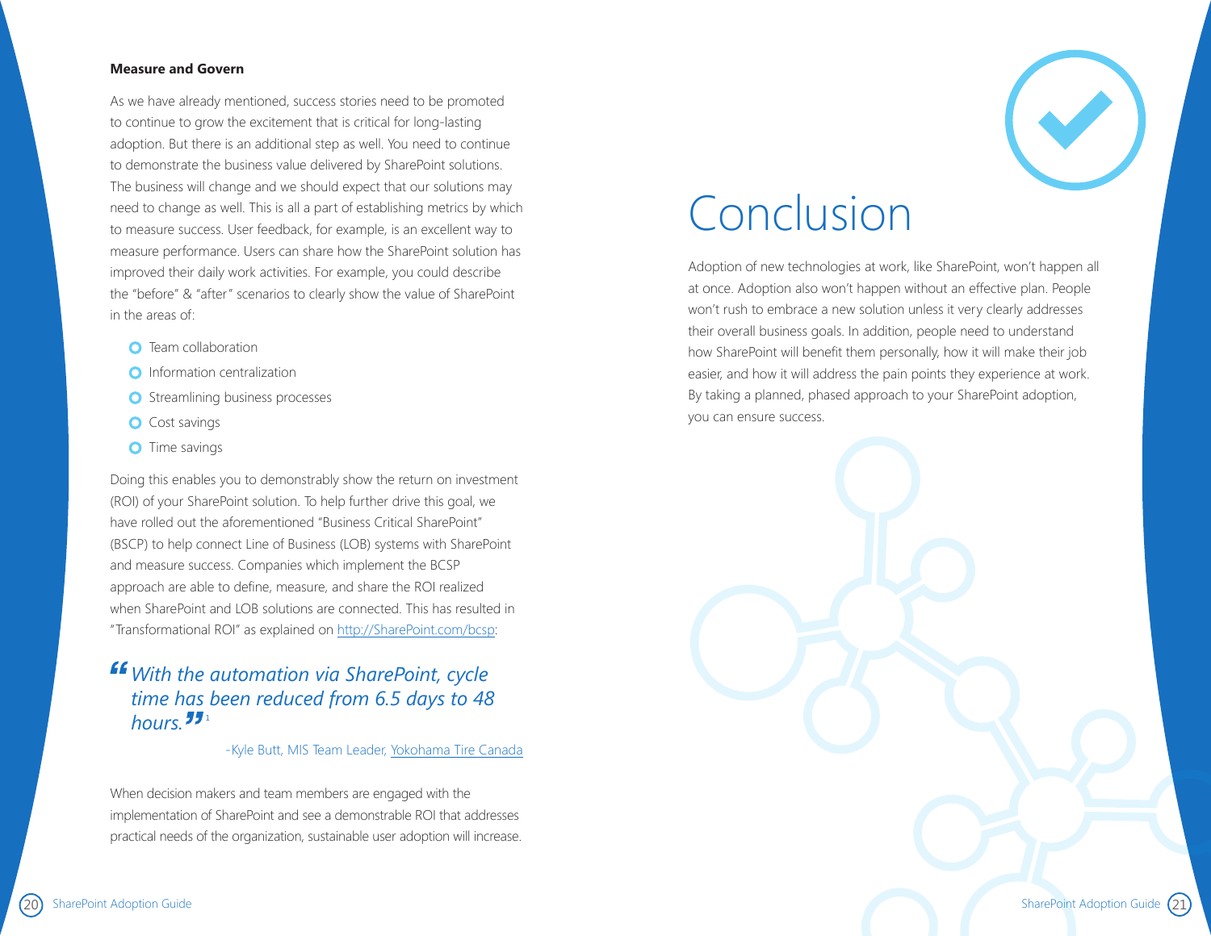**Measure and Govern**

As we have already mentioned, success stories need to be promoted to continue to grow the excitement that is critical for long-lasting adoption. But there is an additional step as well. You need to continue to demonstrate the business value delivered by SharePoint solutions. The business will change and we should expect that our solutions may need to change as well. This is all a part of establishing metrics by which to measure success. User feedback, for example, is an excellent way to measure performance. Users can share how the SharePoint solution has improved their daily work activities. For example, you could describe the "before" & "after" scenarios to clearly show the value of SharePoint in the areas of:

- Team collaboration
- Information centralization
- Streamlining business processes
- Cost savings
- Time savings

Doing this enables you to demonstrably show the return on investment (ROI) of your SharePoint solution. To help further drive this goal, we have rolled out the aforementioned "Business Critical SharePoint" (BSCP) to help connect Line of Business (LOB) systems with SharePoint and measure success. Companies which implement the BCSP approach are able to define, measure, and share the ROI realized when SharePoint and LOB solutions are connected. This has resulted in "Transformational ROI" as explained on http://SharePoint.com/bcsp:

> *"With the automation via SharePoint, cycle time has been reduced from 6.5 days to 48 hours."*[1]
>
> -Kyle Butt, MIS Team Leader, Yokohama Tire Canada

When decision makers and team members are engaged with the implementation of SharePoint and see a demonstrable ROI that addresses practical needs of the organization, sustainable user adoption will increase.

# Conclusion

Adoption of new technologies at work, like SharePoint, won't happen all at once. Adoption also won't happen without an effective plan. People won't rush to embrace a new solution unless it very clearly addresses their overall business goals. In addition, people need to understand how SharePoint will benefit them personally, how it will make their job easier, and how it will address the pain points they experience at work. By taking a planned, phased approach to your SharePoint adoption, you can ensure success.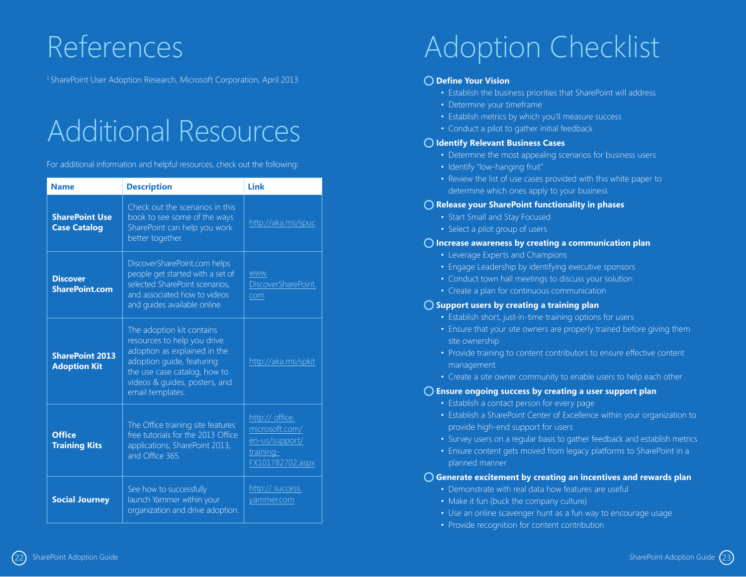# References

[1] SharePoint User Adoption Research, Microsoft Corporation, April 2013

# Additional Resources

For additional information and helpful resources, check out the following:

| Name | Description | Link |
|---|---|---|
| **SharePoint Use Case Catalog** | Check out the scenarios in this book to see some of the ways SharePoint can help you work better together. | http://aka.ms/spuc |
| **Discover SharePoint.com** | DiscoverSharePoint.com helps people get started with a set of selected SharePoint scenarios, and associated how to videos and guides available online. | www.DiscoverSharePoint.com |
| **SharePoint 2013 Adoption Kit** | The adoption kit contains resources to help you drive adoption as explained in the adoption guide, featuring the use case catalog, how to videos & guides, posters, and email templates. | http://aka.ms/spkit |
| **Office Training Kits** | The Office training site features free tutorials for the 2013 Office applications, SharePoint 2013, and Office 365. | http:// office.microsoft.com/en-us/support/training-FX101782702.aspx |
| **Social Journey** | See how to successfully launch Yammer within your organization and drive adoption. | http:// success.yammer.com |

# Adoption Checklist

- [ ] **Define Your Vision**
  - Establish the business priorities that SharePoint will address
  - Determine your timeframe
  - Establish metrics by which you'll measure success
  - Conduct a pilot to gather initial feedback
- [ ] **Identify Relevant Business Cases**
  - Determine the most appealing scenarios for business users
  - Identify "low-hanging fruit"
  - Review the list of use cases provided with this white paper to determine which ones apply to your business
- [ ] **Release your SharePoint functionality in phases**
  - Start Small and Stay Focused
  - Select a pilot group of users
- [ ] **Increase awareness by creating a communication plan**
  - Leverage Experts and Champions
  - Engage Leadership by identifying executive sponsors
  - Conduct town hall meetings to discuss your solution
  - Create a plan for continuous communication
- [ ] **Support users by creating a training plan**
  - Establish short, just-in-time training options for users
  - Ensure that your site owners are properly trained before giving them site ownership
  - Provide training to content contributors to ensure effective content management
  - Create a site owner community to enable users to help each other
- [ ] **Ensure ongoing success by creating a user support plan**
  - Establish a contact person for every page
  - Establish a SharePoint Center of Excellence within your organization to provide high-end support for users
  - Survey users on a regular basis to gather feedback and establish metrics
  - Ensure content gets moved from legacy platforms to SharePoint in a planned manner
- [ ] **Generate excitement by creating an incentives and rewards plan**
  - Demonstrate with real data how features are useful
  - Make it fun (buck the company culture)
  - Use an online scavenger hunt as a fun way to encourage usage
  - Provide recognition for content contribution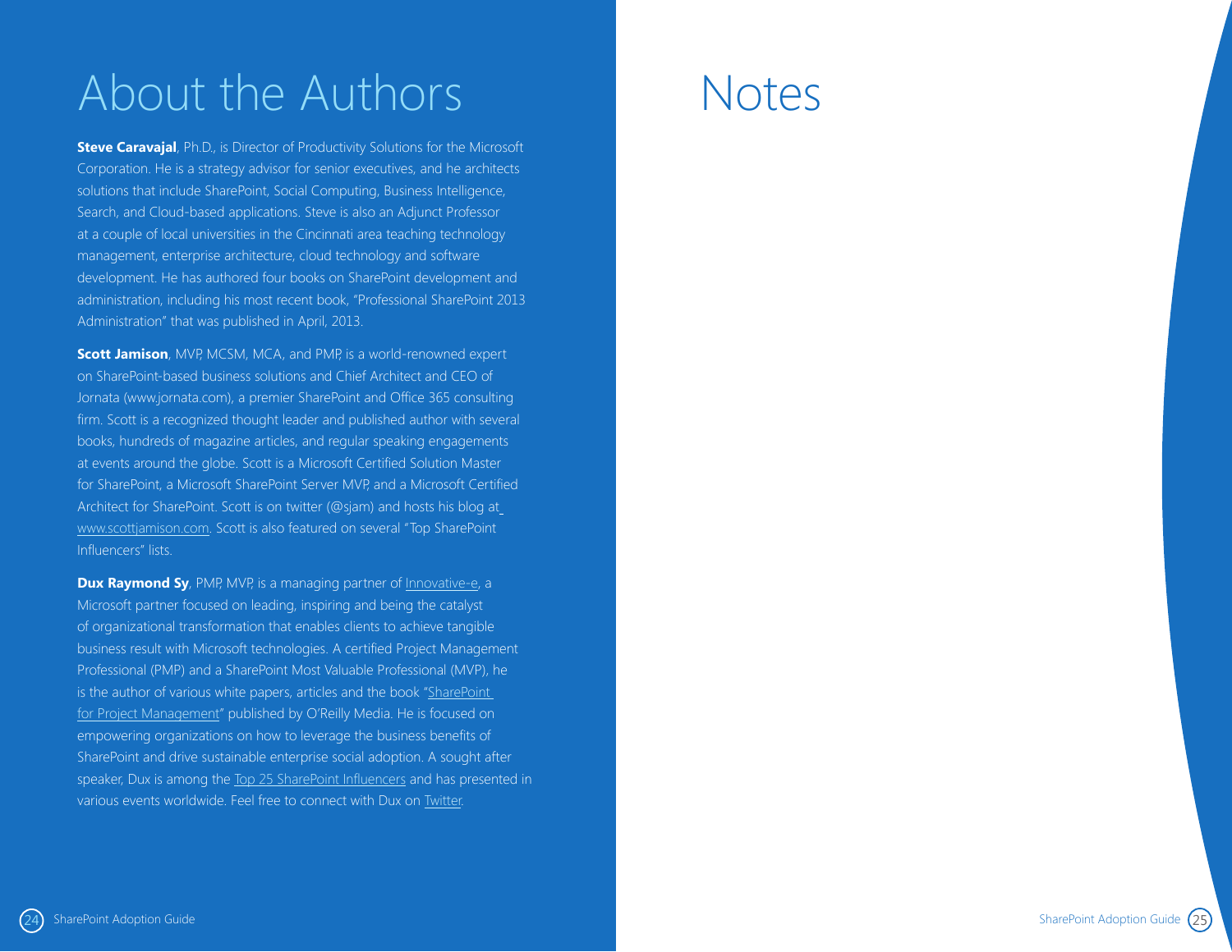# About the Authors

**Steve Caravajal**, Ph.D., is Director of Productivity Solutions for the Microsoft Corporation. He is a strategy advisor for senior executives, and he architects solutions that include SharePoint, Social Computing, Business Intelligence, Search, and Cloud-based applications. Steve is also an Adjunct Professor at a couple of local universities in the Cincinnati area teaching technology management, enterprise architecture, cloud technology and software development. He has authored four books on SharePoint development and administration, including his most recent book, "Professional SharePoint 2013 Administration" that was published in April, 2013.

**Scott Jamison**, MVP, MCSM, MCA, and PMP, is a world-renowned expert on SharePoint-based business solutions and Chief Architect and CEO of Jornata (www.jornata.com), a premier SharePoint and Office 365 consulting firm. Scott is a recognized thought leader and published author with several books, hundreds of magazine articles, and regular speaking engagements at events around the globe. Scott is a Microsoft Certified Solution Master for SharePoint, a Microsoft SharePoint Server MVP, and a Microsoft Certified Architect for SharePoint. Scott is on twitter (@sjam) and hosts his blog at www.scottjamison.com. Scott is also featured on several "Top SharePoint Influencers" lists.

**Dux Raymond Sy**, PMP, MVP, is a managing partner of Innovative-e, a Microsoft partner focused on leading, inspiring and being the catalyst of organizational transformation that enables clients to achieve tangible business result with Microsoft technologies. A certified Project Management Professional (PMP) and a SharePoint Most Valuable Professional (MVP), he is the author of various white papers, articles and the book "SharePoint for Project Management" published by O'Reilly Media. He is focused on empowering organizations on how to leverage the business benefits of SharePoint and drive sustainable enterprise social adoption. A sought after speaker, Dux is among the Top 25 SharePoint Influencers and has presented in various events worldwide. Feel free to connect with Dux on Twitter.

# Notes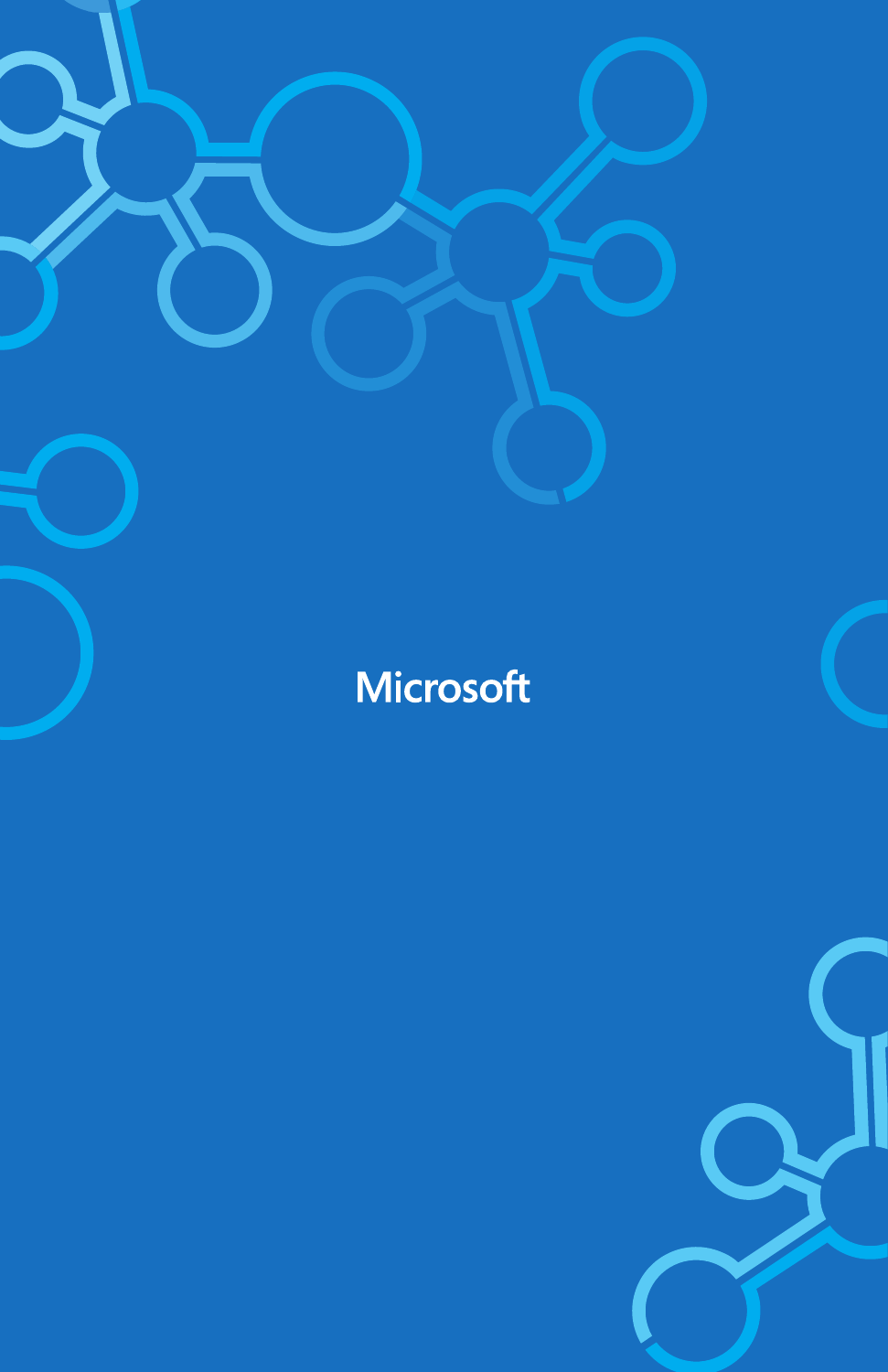Microsoft